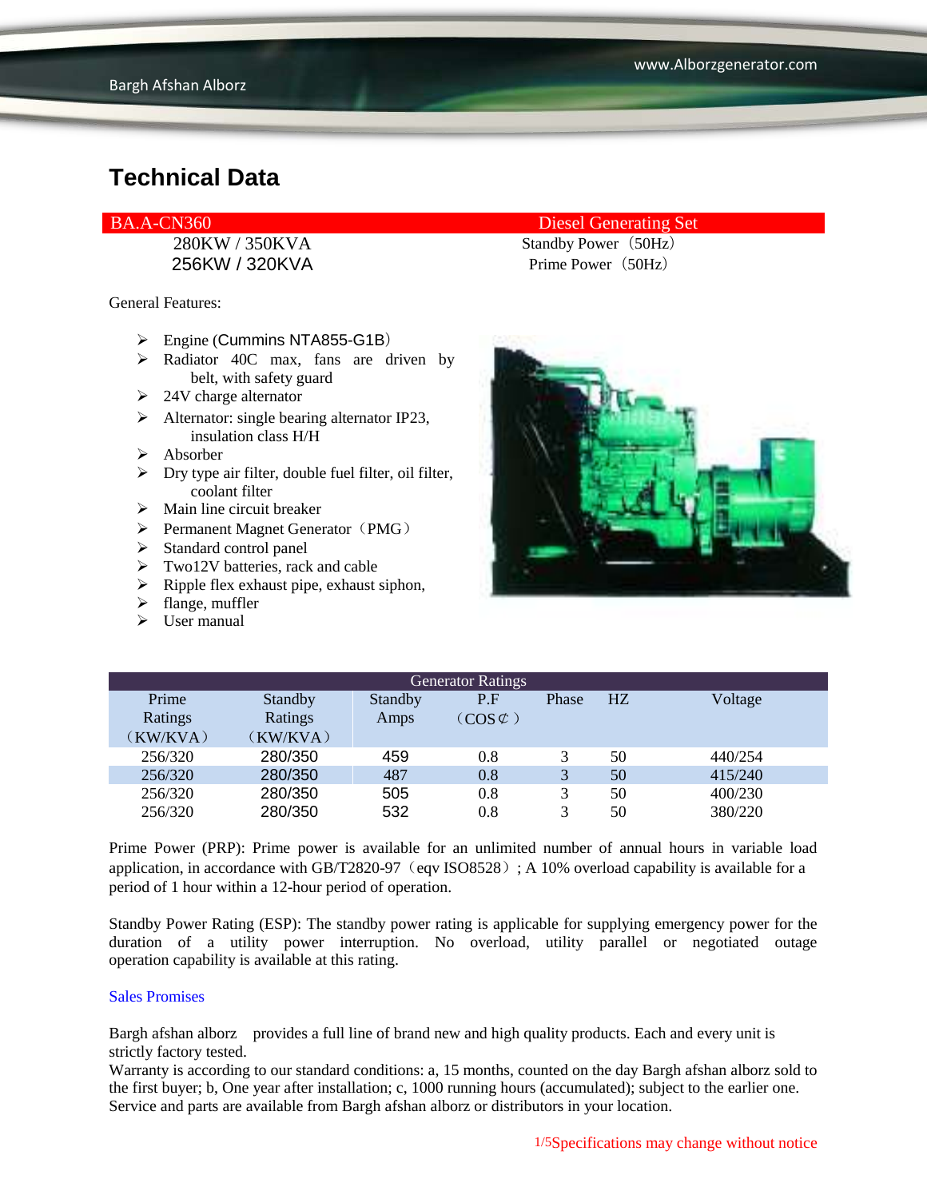# Technical Data

| BA.A-CN360 | Diesel Generating Set |
|---|---|
| 280KW / 350KVA | Standby Power（50Hz） |
| 256KW / 320KVA | Prime Power（50Hz） |

General Features:

- Engine (Cummins NTA855-G1B)
- Radiator 40C max, fans are driven by belt, with safety guard
- 24V charge alternator
- Alternator: single bearing alternator IP23, insulation class H/H
- Absorber
- Dry type air filter, double fuel filter, oil filter, coolant filter
- Main line circuit breaker
- Permanent Magnet Generator（PMG）
- Standard control panel
- Two12V batteries, rack and cable
- Ripple flex exhaust pipe, exhaust siphon,
- flange, muffler
- User manual

| Generator Ratings | | | | | | |
|---|---|---|---|---|---|---|
| Prime Ratings（KW/KVA） | Standby Ratings（KW/KVA） | Standby Amps | P.F（COS¢） | Phase | HZ | Voltage |
| 256/320 | 280/350 | 459 | 0.8 | 3 | 50 | 440/254 |
| 256/320 | 280/350 | 487 | 0.8 | 3 | 50 | 415/240 |
| 256/320 | 280/350 | 505 | 0.8 | 3 | 50 | 400/230 |
| 256/320 | 280/350 | 532 | 0.8 | 3 | 50 | 380/220 |

Prime Power (PRP): Prime power is available for an unlimited number of annual hours in variable load application, in accordance with GB/T2820-97（eqv ISO8528）; A 10% overload capability is available for a period of 1 hour within a 12-hour period of operation.

Standby Power Rating (ESP): The standby power rating is applicable for supplying emergency power for the duration of a utility power interruption. No overload, utility parallel or negotiated outage operation capability is available at this rating.

Sales Promises

Bargh afshan alborz provides a full line of brand new and high quality products. Each and every unit is strictly factory tested.
Warranty is according to our standard conditions: a, 15 months, counted on the day Bargh afshan alborz sold to the first buyer; b, One year after installation; c, 1000 running hours (accumulated); subject to the earlier one.
Service and parts are available from Bargh afshan alborz or distributors in your location.

Specifications may change without notice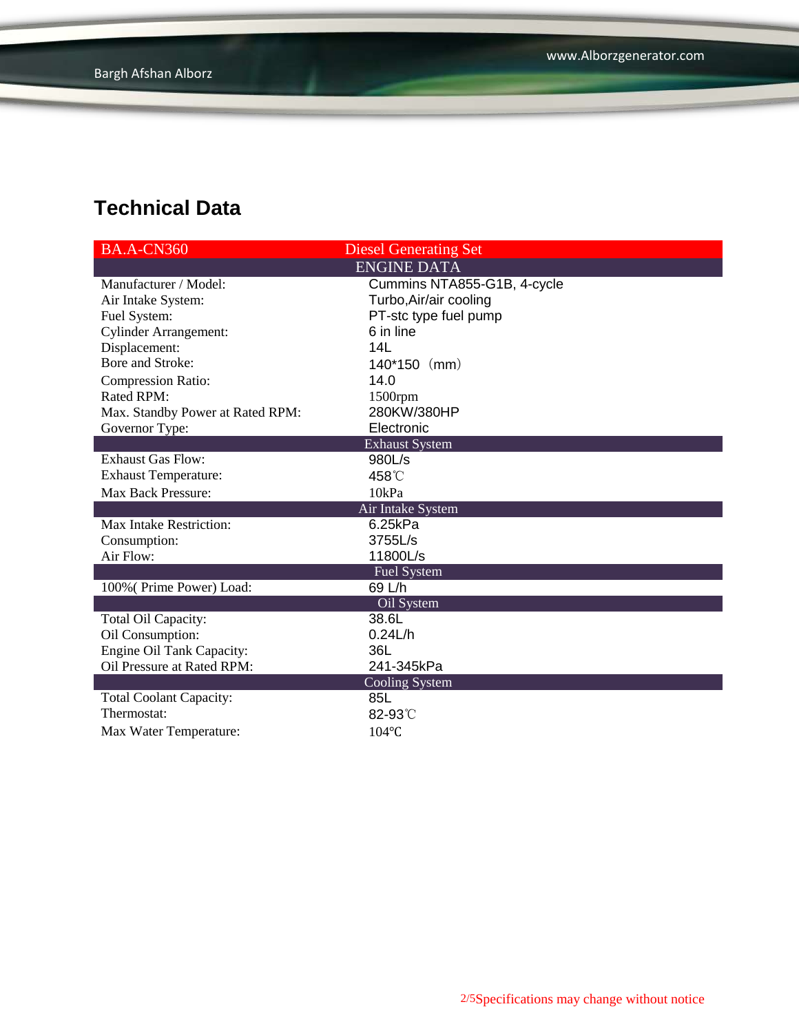## Technical Data

| BA.A-CN360 | Diesel Generating Set |
|---|---|
| **ENGINE DATA** | |
| Manufacturer / Model: | Cummins NTA855-G1B, 4-cycle |
| Air Intake System: | Turbo,Air/air cooling |
| Fuel System: | PT-stc type fuel pump |
| Cylinder Arrangement: | 6 in line |
| Displacement: | 14L |
| Bore and Stroke: | 140*150（mm） |
| Compression Ratio: | 14.0 |
| Rated RPM: | 1500rpm |
| Max. Standby Power at Rated RPM: | 280KW/380HP |
| Governor Type: | Electronic |
| **Exhaust System** | |
| Exhaust Gas Flow: | 980L/s |
| Exhaust Temperature: | 458℃ |
| Max Back Pressure: | 10kPa |
| **Air Intake System** | |
| Max Intake Restriction: | 6.25kPa |
| Consumption: | 3755L/s |
| Air Flow: | 11800L/s |
| **Fuel System** | |
| 100%( Prime Power) Load: | 69 L/h |
| **Oil System** | |
| Total Oil Capacity: | 38.6L |
| Oil Consumption: | 0.24L/h |
| Engine Oil Tank Capacity: | 36L |
| Oil Pressure at Rated RPM: | 241-345kPa |
| **Cooling System** | |
| Total Coolant Capacity: | 85L |
| Thermostat: | 82-93℃ |
| Max Water Temperature: | 104℃ |

Specifications may change without notice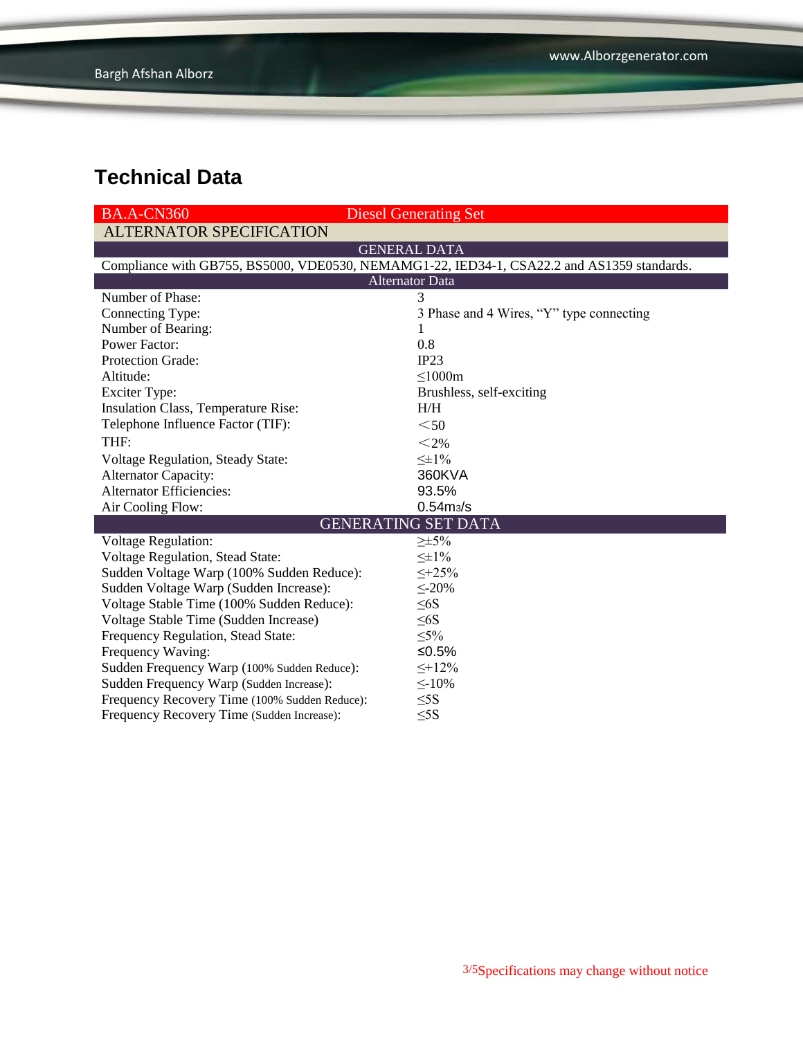# Technical Data

| BA.A-CN360 | Diesel Generating Set |
|---|---|
| **ALTERNATOR SPECIFICATION** | |
| **GENERAL DATA** | |
| Compliance with GB755, BS5000, VDE0530, NEMAMG1-22, IED34-1, CSA22.2 and AS1359 standards. | |
| **Alternator Data** | |
| Number of Phase: | 3 |
| Connecting Type: | 3 Phase and 4 Wires, "Y" type connecting |
| Number of Bearing: | 1 |
| Power Factor: | 0.8 |
| Protection Grade: | IP23 |
| Altitude: | ≤1000m |
| Exciter Type: | Brushless, self-exciting |
| Insulation Class, Temperature Rise: | H/H |
| Telephone Influence Factor (TIF): | <50 |
| THF: | <2% |
| Voltage Regulation, Steady State: | ≤±1% |
| Alternator Capacity: | 360KVA |
| Alternator Efficiencies: | 93.5% |
| Air Cooling Flow: | $0.54m^3/s$ |
| **GENERATING SET DATA** | |
| Voltage Regulation: | ≥±5% |
| Voltage Regulation, Stead State: | ≤±1% |
| Sudden Voltage Warp (100% Sudden Reduce): | ≤+25% |
| Sudden Voltage Warp (Sudden Increase): | ≤-20% |
| Voltage Stable Time (100% Sudden Reduce): | ≤6S |
| Voltage Stable Time (Sudden Increase) | ≤6S |
| Frequency Regulation, Stead State: | ≤5% |
| Frequency Waving: | ≤0.5% |
| Sudden Frequency Warp (100% Sudden Reduce): | ≤+12% |
| Sudden Frequency Warp (Sudden Increase): | ≤-10% |
| Frequency Recovery Time (100% Sudden Reduce): | ≤5S |
| Frequency Recovery Time (Sudden Increase): | ≤5S |

Specifications may change without notice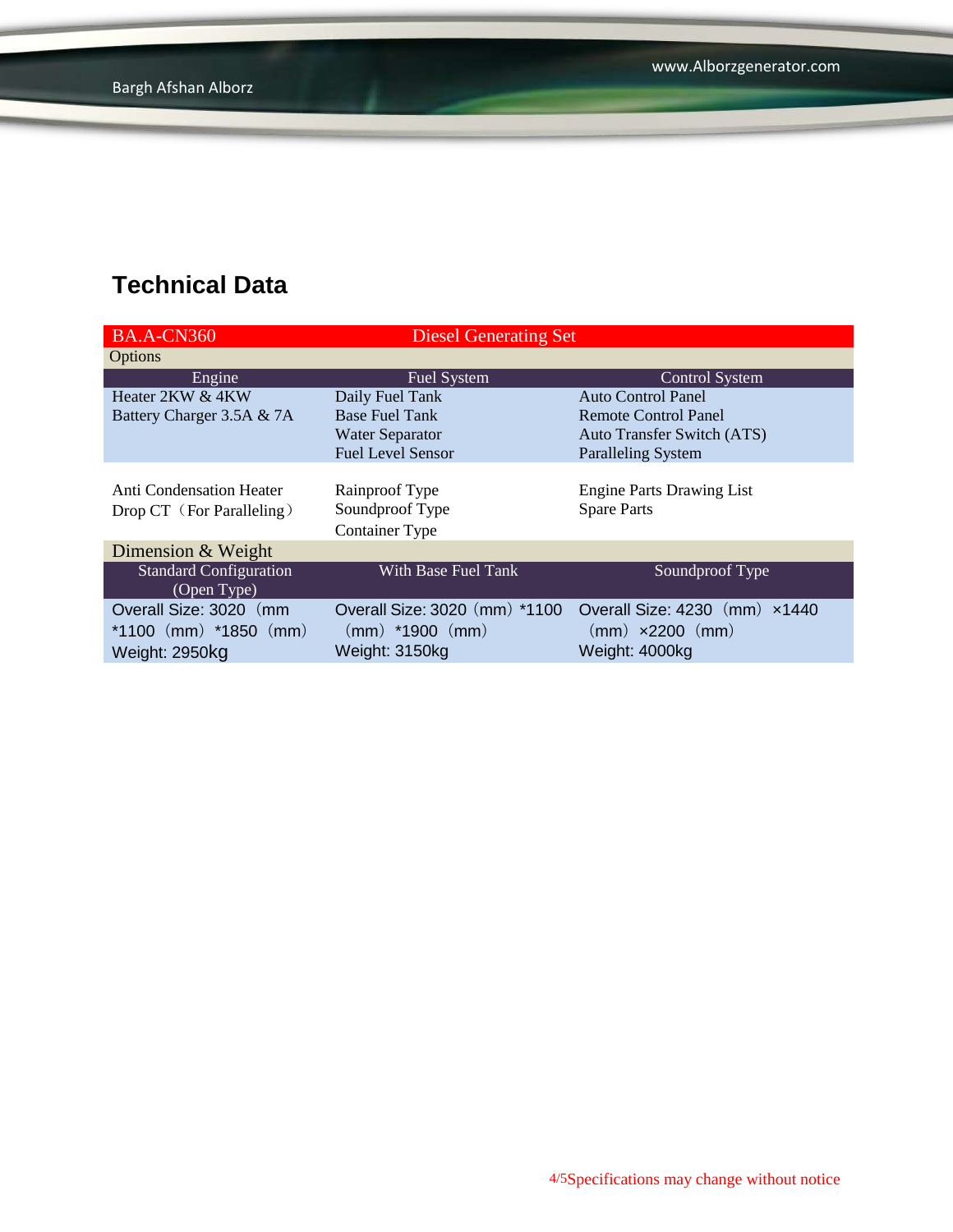## Technical Data

| BA.A-CN360 | Diesel Generating Set | |
|---|---|---|
| Options | | |
| Engine | Fuel System | Control System |
| Heater 2KW & 4KW<br>Battery Charger 3.5A & 7A | Daily Fuel Tank<br>Base Fuel Tank<br>Water Separator<br>Fuel Level Sensor | Auto Control Panel<br>Remote Control Panel<br>Auto Transfer Switch (ATS)<br>Paralleling System |
| Anti Condensation Heater<br>Drop CT（For Paralleling） | Rainproof Type<br>Soundproof Type<br>Container Type | Engine Parts Drawing List<br>Spare Parts |
| Dimension & Weight | | |
| Standard Configuration (Open Type) | With Base Fuel Tank | Soundproof Type |
| Overall Size: 3020（mm *1100（mm）*1850（mm）<br>Weight: 2950kg | Overall Size: 3020（mm）*1100（mm）*1900（mm）<br>Weight: 3150kg | Overall Size: 4230（mm）×1440（mm）×2200（mm）<br>Weight: 4000kg |

Specifications may change without notice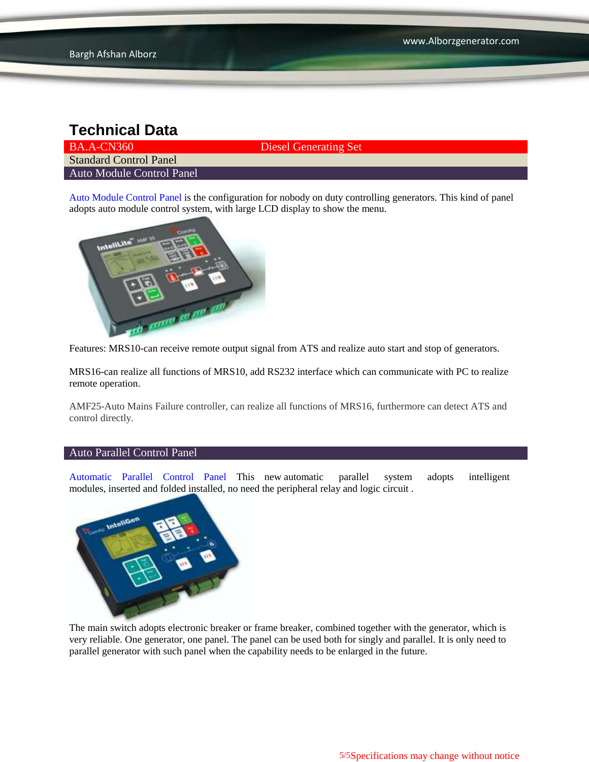# Technical Data

| BA.A-CN360 | Diesel Generating Set |
|---|---|
| Standard Control Panel | |

## Auto Module Control Panel

Auto Module Control Panel is the configuration for nobody on duty controlling generators. This kind of panel adopts auto module control system, with large LCD display to show the menu.

Features: MRS10-can receive remote output signal from ATS and realize auto start and stop of generators.

MRS16-can realize all functions of MRS10, add RS232 interface which can communicate with PC to realize remote operation.

AMF25-Auto Mains Failure controller, can realize all functions of MRS16, furthermore can detect ATS and control directly.

## Auto Parallel Control Panel

Automatic Parallel Control Panel This new automatic parallel system adopts intelligent modules, inserted and folded installed, no need the peripheral relay and logic circuit .

The main switch adopts electronic breaker or frame breaker, combined together with the generator, which is very reliable. One generator, one panel. The panel can be used both for singly and parallel. It is only need to parallel generator with such panel when the capability needs to be enlarged in the future.

Specifications may change without notice